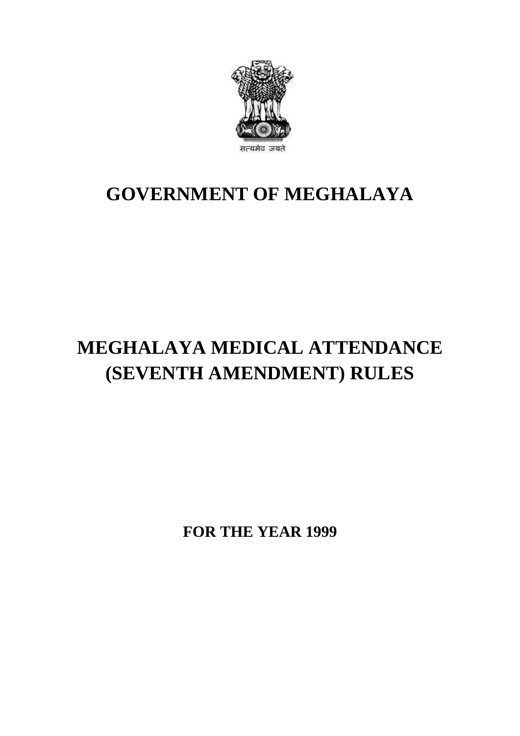सत्यमेव जयते

# GOVERNMENT OF MEGHALAYA

# MEGHALAYA MEDICAL ATTENDANCE (SEVENTH AMENDMENT) RULES

**FOR THE YEAR 1999**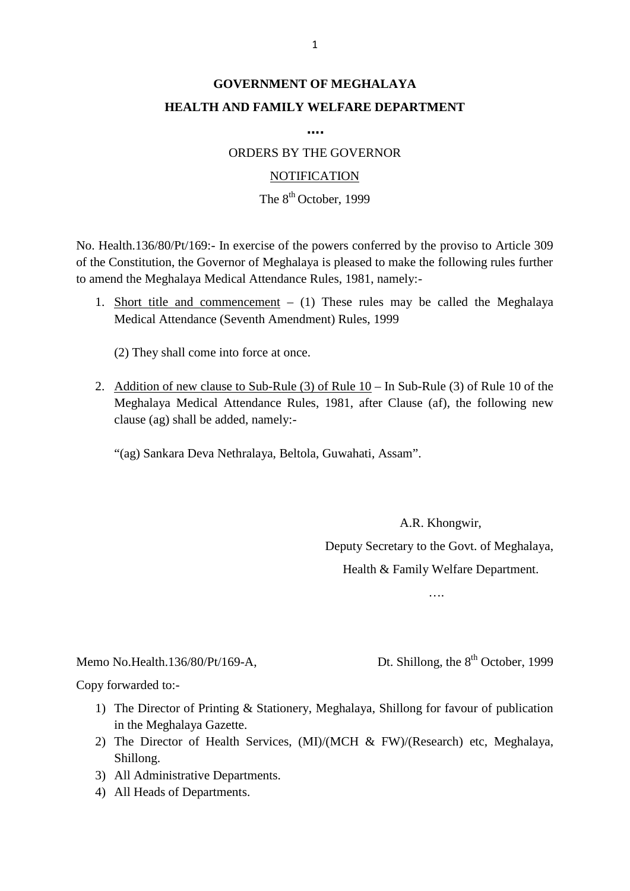**GOVERNMENT OF MEGHALAYA**

**HEALTH AND FAMILY WELFARE DEPARTMENT**

**....**

ORDERS BY THE GOVERNOR

NOTIFICATION

The 8th October, 1999

No. Health.136/80/Pt/169:- In exercise of the powers conferred by the proviso to Article 309 of the Constitution, the Governor of Meghalaya is pleased to make the following rules further to amend the Meghalaya Medical Attendance Rules, 1981, namely:-

1. Short title and commencement – (1) These rules may be called the Meghalaya Medical Attendance (Seventh Amendment) Rules, 1999

   (2) They shall come into force at once.

2. Addition of new clause to Sub-Rule (3) of Rule 10 – In Sub-Rule (3) of Rule 10 of the Meghalaya Medical Attendance Rules, 1981, after Clause (af), the following new clause (ag) shall be added, namely:-

   "(ag) Sankara Deva Nethralaya, Beltola, Guwahati, Assam".

A.R. Khongwir,

Deputy Secretary to the Govt. of Meghalaya,

Health & Family Welfare Department.

….

Memo No.Health.136/80/Pt/169-A, Dt. Shillong, the 8th October, 1999

Copy forwarded to:-

1) The Director of Printing & Stationery, Meghalaya, Shillong for favour of publication in the Meghalaya Gazette.
2) The Director of Health Services, (MI)/(MCH & FW)/(Research) etc, Meghalaya, Shillong.
3) All Administrative Departments.
4) All Heads of Departments.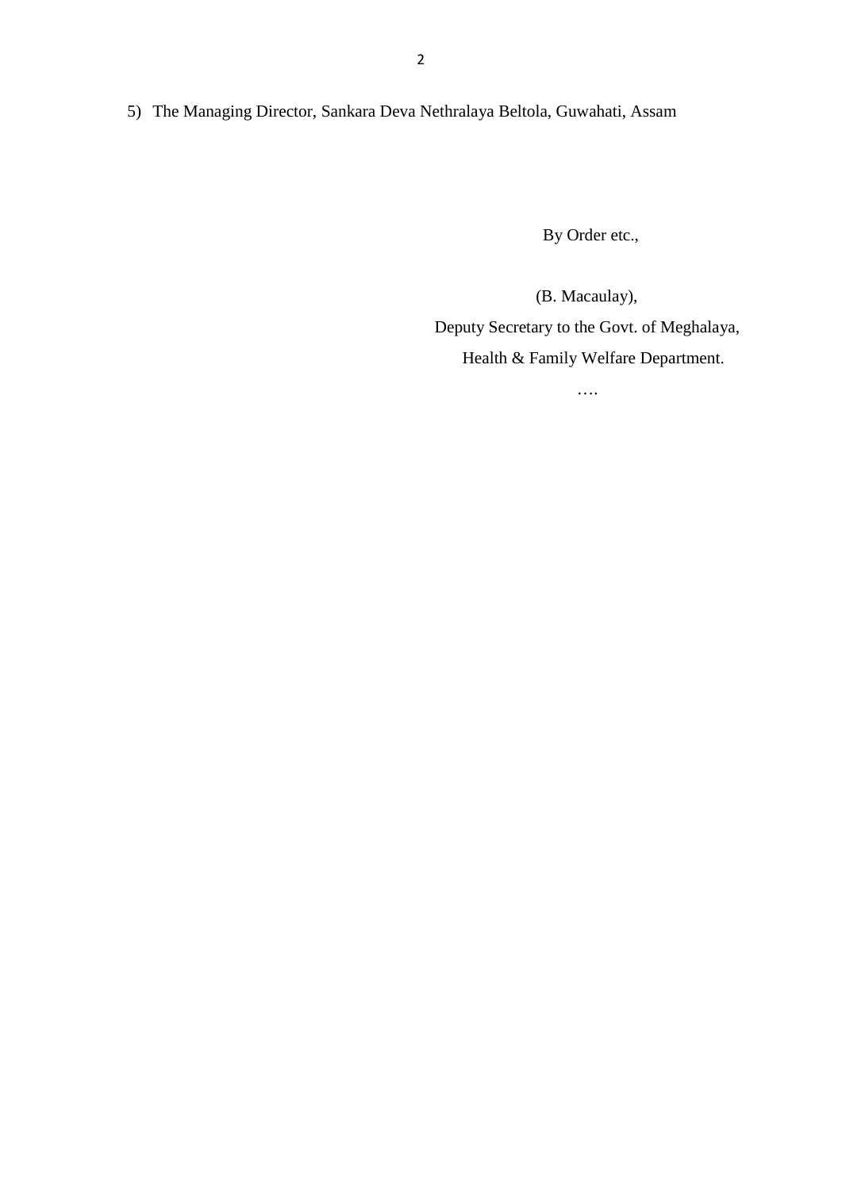5) The Managing Director, Sankara Deva Nethralaya Beltola, Guwahati, Assam

By Order etc.,

(B. Macaulay),

Deputy Secretary to the Govt. of Meghalaya,

Health & Family Welfare Department.

….